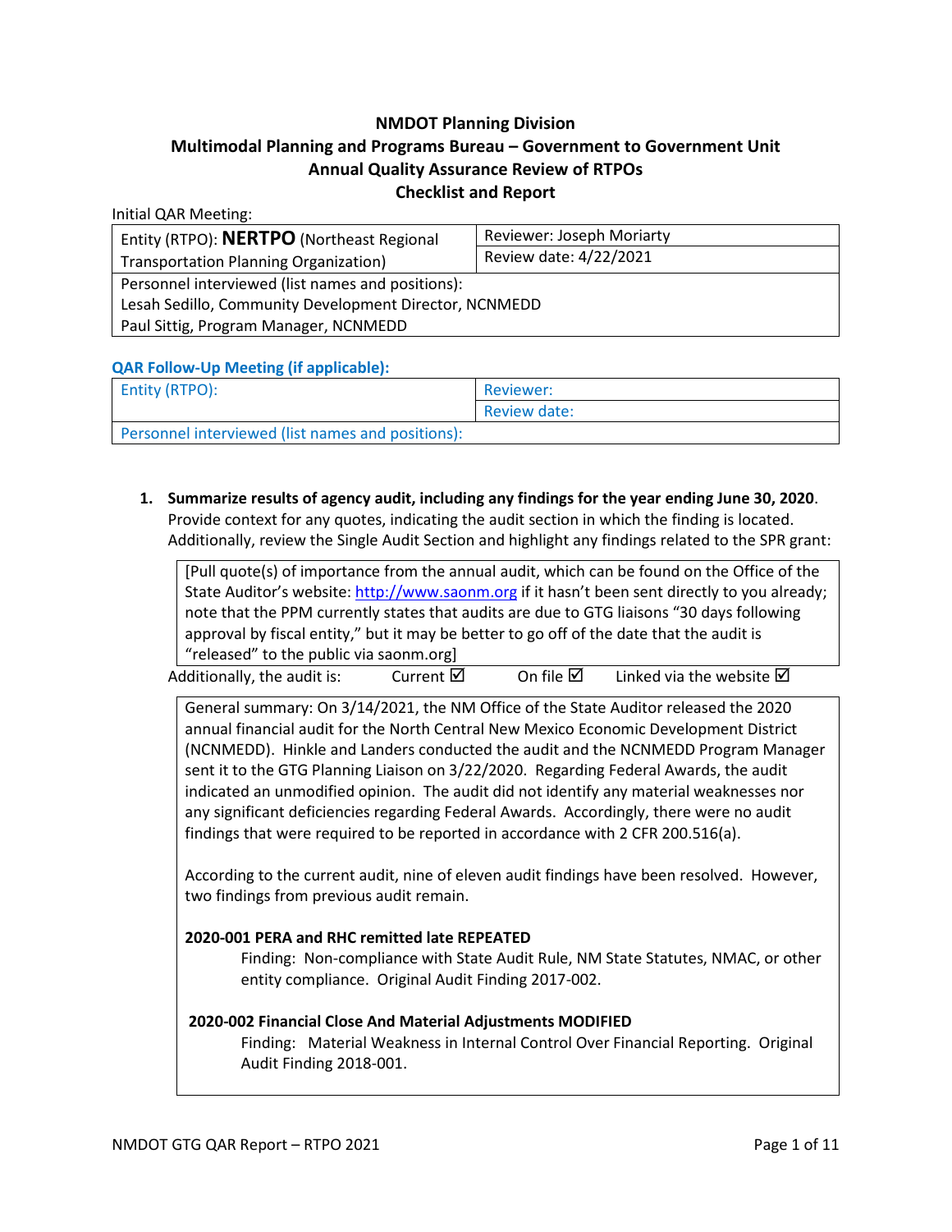**NMDOT Planning Division**
**Multimodal Planning and Programs Bureau – Government to Government Unit**
**Annual Quality Assurance Review of RTPOs**
**Checklist and Report**

Initial QAR Meeting:

| Entity (RTPO): **NERTPO** (Northeast Regional Transportation Planning Organization) | Reviewer: Joseph Moriarty<br>Review date: 4/22/2021 |
|---|---|
| Personnel interviewed (list names and positions):<br>Lesah Sedillo, Community Development Director, NCNMEDD<br>Paul Sittig, Program Manager, NCNMEDD | |

**QAR Follow-Up Meeting (if applicable):**

| Entity (RTPO): | Reviewer:<br>Review date: |
|---|---|
| Personnel interviewed (list names and positions): | |

1. **Summarize results of agency audit, including any findings for the year ending June 30, 2020**. Provide context for any quotes, indicating the audit section in which the finding is located. Additionally, review the Single Audit Section and highlight any findings related to the SPR grant:

[Pull quote(s) of importance from the annual audit, which can be found on the Office of the State Auditor's website: http://www.saonm.org if it hasn't been sent directly to you already; note that the PPM currently states that audits are due to GTG liaisons "30 days following approval by fiscal entity," but it may be better to go off of the date that the audit is "released" to the public via saonm.org]

Additionally, the audit is: Current ☑ On file ☑ Linked via the website ☑

General summary: On 3/14/2021, the NM Office of the State Auditor released the 2020 annual financial audit for the North Central New Mexico Economic Development District (NCNMEDD). Hinkle and Landers conducted the audit and the NCNMEDD Program Manager sent it to the GTG Planning Liaison on 3/22/2020. Regarding Federal Awards, the audit indicated an unmodified opinion. The audit did not identify any material weaknesses nor any significant deficiencies regarding Federal Awards. Accordingly, there were no audit findings that were required to be reported in accordance with 2 CFR 200.516(a).

According to the current audit, nine of eleven audit findings have been resolved. However, two findings from previous audit remain.

**2020-001 PERA and RHC remitted late REPEATED**

Finding: Non-compliance with State Audit Rule, NM State Statutes, NMAC, or other entity compliance. Original Audit Finding 2017-002.

**2020-002 Financial Close And Material Adjustments MODIFIED**

Finding: Material Weakness in Internal Control Over Financial Reporting. Original Audit Finding 2018-001.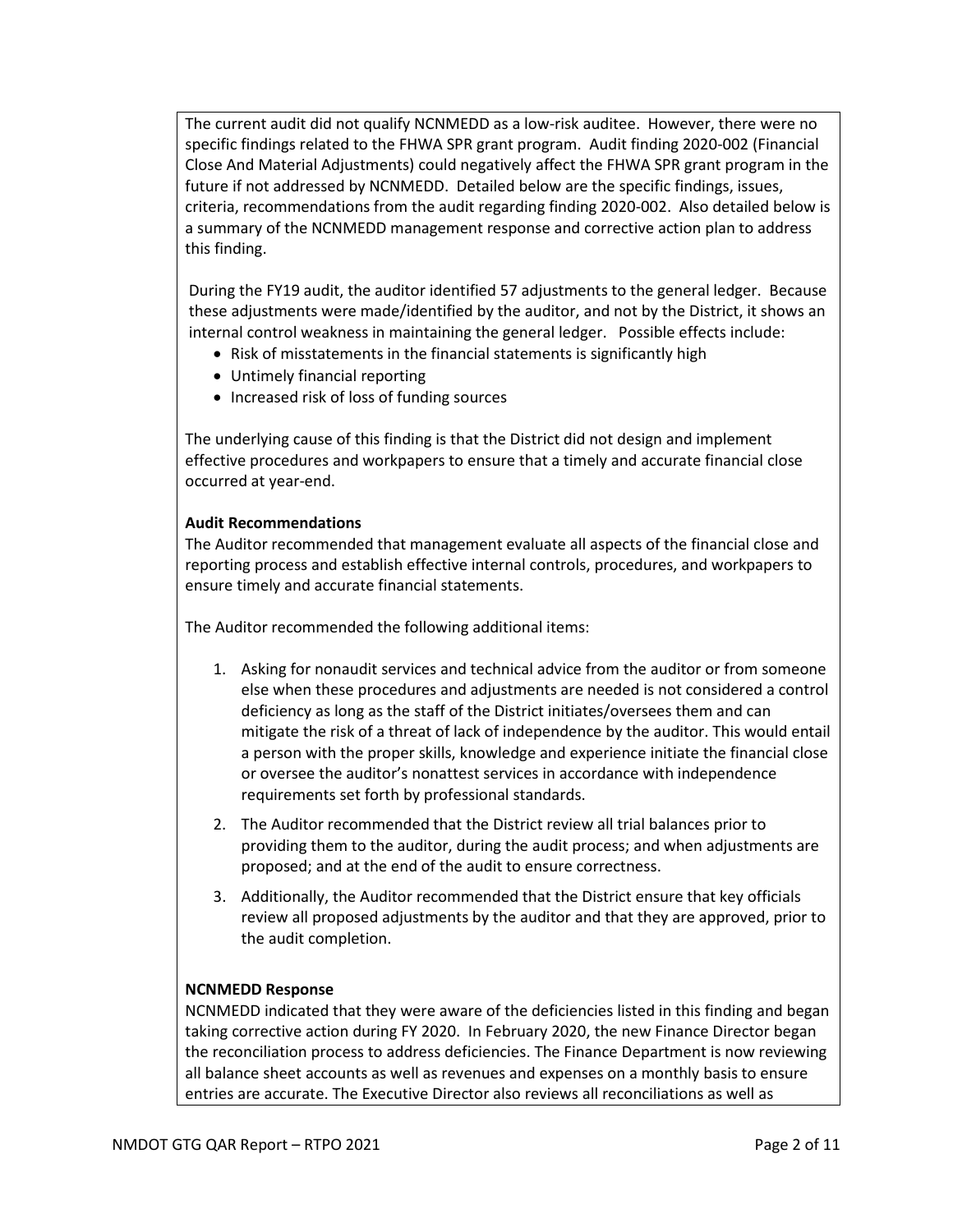The current audit did not qualify NCNMEDD as a low-risk auditee. However, there were no specific findings related to the FHWA SPR grant program. Audit finding 2020-002 (Financial Close And Material Adjustments) could negatively affect the FHWA SPR grant program in the future if not addressed by NCNMEDD. Detailed below are the specific findings, issues, criteria, recommendations from the audit regarding finding 2020-002. Also detailed below is a summary of the NCNMEDD management response and corrective action plan to address this finding.

During the FY19 audit, the auditor identified 57 adjustments to the general ledger. Because these adjustments were made/identified by the auditor, and not by the District, it shows an internal control weakness in maintaining the general ledger. Possible effects include:

- Risk of misstatements in the financial statements is significantly high
- Untimely financial reporting
- Increased risk of loss of funding sources

The underlying cause of this finding is that the District did not design and implement effective procedures and workpapers to ensure that a timely and accurate financial close occurred at year-end.

**Audit Recommendations**

The Auditor recommended that management evaluate all aspects of the financial close and reporting process and establish effective internal controls, procedures, and workpapers to ensure timely and accurate financial statements.

The Auditor recommended the following additional items:

1. Asking for nonaudit services and technical advice from the auditor or from someone else when these procedures and adjustments are needed is not considered a control deficiency as long as the staff of the District initiates/oversees them and can mitigate the risk of a threat of lack of independence by the auditor. This would entail a person with the proper skills, knowledge and experience initiate the financial close or oversee the auditor's nonattest services in accordance with independence requirements set forth by professional standards.
2. The Auditor recommended that the District review all trial balances prior to providing them to the auditor, during the audit process; and when adjustments are proposed; and at the end of the audit to ensure correctness.
3. Additionally, the Auditor recommended that the District ensure that key officials review all proposed adjustments by the auditor and that they are approved, prior to the audit completion.

**NCNMEDD Response**

NCNMEDD indicated that they were aware of the deficiencies listed in this finding and began taking corrective action during FY 2020. In February 2020, the new Finance Director began the reconciliation process to address deficiencies. The Finance Department is now reviewing all balance sheet accounts as well as revenues and expenses on a monthly basis to ensure entries are accurate. The Executive Director also reviews all reconciliations as well as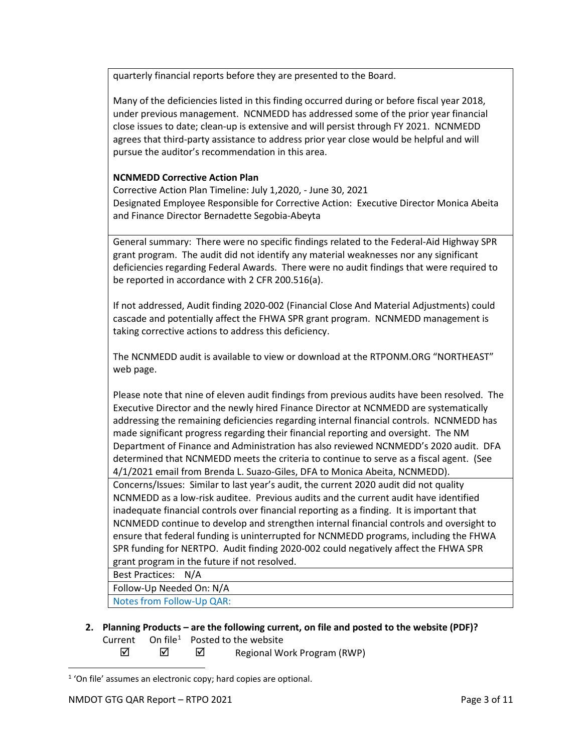quarterly financial reports before they are presented to the Board.

Many of the deficiencies listed in this finding occurred during or before fiscal year 2018, under previous management. NCNMEDD has addressed some of the prior year financial close issues to date; clean-up is extensive and will persist through FY 2021. NCNMEDD agrees that third-party assistance to address prior year close would be helpful and will pursue the auditor's recommendation in this area.

**NCNMEDD Corrective Action Plan**
Corrective Action Plan Timeline: July 1,2020, - June 30, 2021
Designated Employee Responsible for Corrective Action: Executive Director Monica Abeita and Finance Director Bernadette Segobia-Abeyta

General summary: There were no specific findings related to the Federal-Aid Highway SPR grant program. The audit did not identify any material weaknesses nor any significant deficiencies regarding Federal Awards. There were no audit findings that were required to be reported in accordance with 2 CFR 200.516(a).

If not addressed, Audit finding 2020-002 (Financial Close And Material Adjustments) could cascade and potentially affect the FHWA SPR grant program. NCNMEDD management is taking corrective actions to address this deficiency.

The NCNMEDD audit is available to view or download at the RTPONM.ORG "NORTHEAST" web page.

Please note that nine of eleven audit findings from previous audits have been resolved. The Executive Director and the newly hired Finance Director at NCNMEDD are systematically addressing the remaining deficiencies regarding internal financial controls. NCNMEDD has made significant progress regarding their financial reporting and oversight. The NM Department of Finance and Administration has also reviewed NCNMEDD's 2020 audit. DFA determined that NCNMEDD meets the criteria to continue to serve as a fiscal agent. (See 4/1/2021 email from Brenda L. Suazo-Giles, DFA to Monica Abeita, NCNMEDD).

Concerns/Issues: Similar to last year's audit, the current 2020 audit did not quality NCNMEDD as a low-risk auditee. Previous audits and the current audit have identified inadequate financial controls over financial reporting as a finding. It is important that NCNMEDD continue to develop and strengthen internal financial controls and oversight to ensure that federal funding is uninterrupted for NCNMEDD programs, including the FHWA SPR funding for NERTPO. Audit finding 2020-002 could negatively affect the FHWA SPR grant program in the future if not resolved.

Best Practices: N/A

Follow-Up Needed On: N/A

Notes from Follow-Up QAR:

**2. Planning Products – are the following current, on file and posted to the website (PDF)?**

| Current | On file[1] | Posted to the website | |
|---|---|---|---|
| ☑ | ☑ | ☑ | Regional Work Program (RWP) |

[1] 'On file' assumes an electronic copy; hard copies are optional.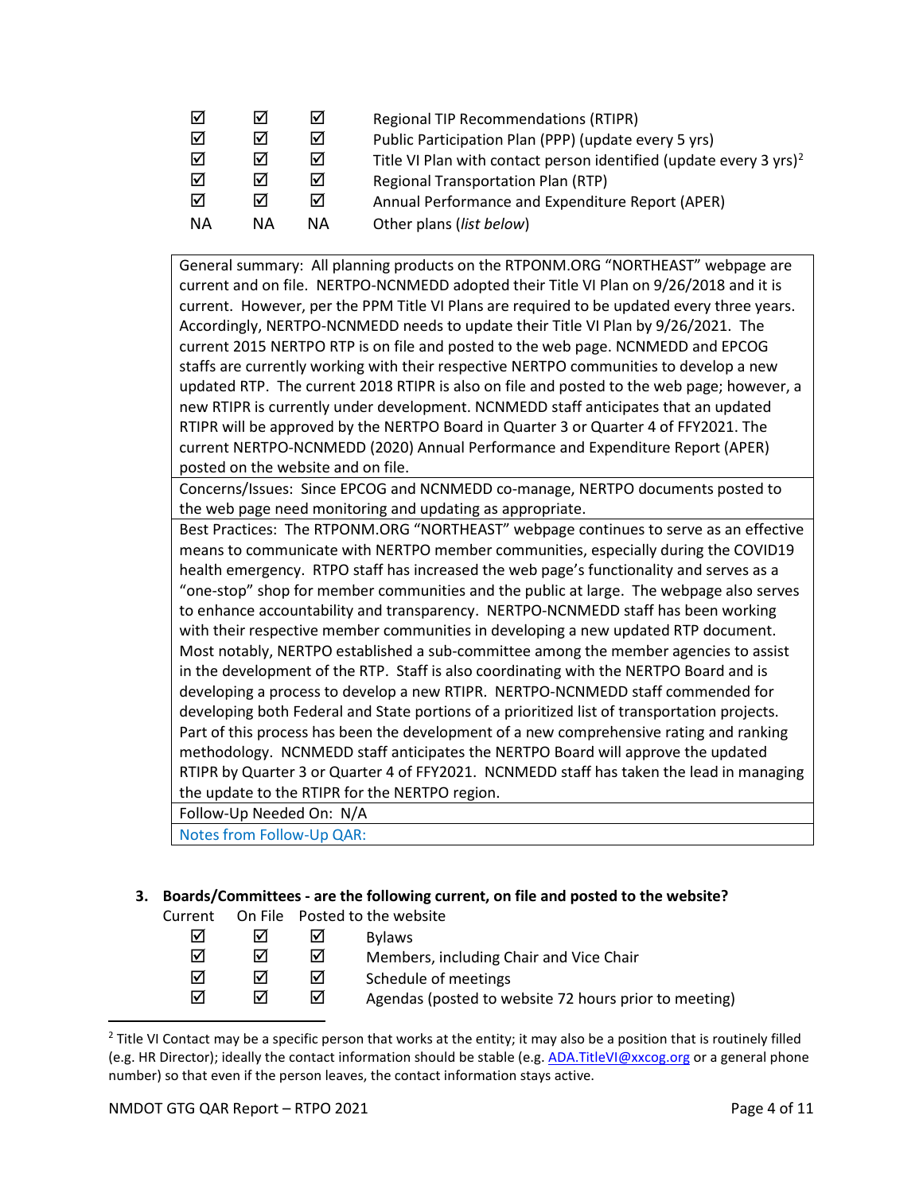| | | | |
|---|---|---|---|
| ☑ | ☑ | ☑ | Regional TIP Recommendations (RTIPR) |
| ☑ | ☑ | ☑ | Public Participation Plan (PPP) (update every 5 yrs) |
| ☑ | ☑ | ☑ | Title VI Plan with contact person identified (update every 3 yrs)[2] |
| ☑ | ☑ | ☑ | Regional Transportation Plan (RTP) |
| ☑ | ☑ | ☑ | Annual Performance and Expenditure Report (APER) |
| NA | NA | NA | Other plans (*list below*) |

| |
|---|
| General summary: All planning products on the RTPONM.ORG "NORTHEAST" webpage are current and on file. NERTPO-NCNMEDD adopted their Title VI Plan on 9/26/2018 and it is current. However, per the PPM Title VI Plans are required to be updated every three years. Accordingly, NERTPO-NCNMEDD needs to update their Title VI Plan by 9/26/2021. The current 2015 NERTPO RTP is on file and posted to the web page. NCNMEDD and EPCOG staffs are currently working with their respective NERTPO communities to develop a new updated RTP. The current 2018 RTIPR is also on file and posted to the web page; however, a new RTIPR is currently under development. NCNMEDD staff anticipates that an updated RTIPR will be approved by the NERTPO Board in Quarter 3 or Quarter 4 of FFY2021. The current NERTPO-NCNMEDD (2020) Annual Performance and Expenditure Report (APER) posted on the website and on file. |
| Concerns/Issues: Since EPCOG and NCNMEDD co-manage, NERTPO documents posted to the web page need monitoring and updating as appropriate. |
| Best Practices: The RTPONM.ORG "NORTHEAST" webpage continues to serve as an effective means to communicate with NERTPO member communities, especially during the COVID19 health emergency. RTPO staff has increased the web page's functionality and serves as a "one-stop" shop for member communities and the public at large. The webpage also serves to enhance accountability and transparency. NERTPO-NCNMEDD staff has been working with their respective member communities in developing a new updated RTP document. Most notably, NERTPO established a sub-committee among the member agencies to assist in the development of the RTP. Staff is also coordinating with the NERTPO Board and is developing a process to develop a new RTIPR. NERTPO-NCNMEDD staff commended for developing both Federal and State portions of a prioritized list of transportation projects. Part of this process has been the development of a new comprehensive rating and ranking methodology. NCNMEDD staff anticipates the NERTPO Board will approve the updated RTIPR by Quarter 3 or Quarter 4 of FFY2021. NCNMEDD staff has taken the lead in managing the update to the RTIPR for the NERTPO region. |
| Follow-Up Needed On: N/A |
| Notes from Follow-Up QAR: |

**3. Boards/Committees - are the following current, on file and posted to the website?**

| Current | On File | Posted to the website | |
|---|---|---|---|
| ☑ | ☑ | ☑ | Bylaws |
| ☑ | ☑ | ☑ | Members, including Chair and Vice Chair |
| ☑ | ☑ | ☑ | Schedule of meetings |
| ☑ | ☑ | ☑ | Agendas (posted to website 72 hours prior to meeting) |

[2] Title VI Contact may be a specific person that works at the entity; it may also be a position that is routinely filled (e.g. HR Director); ideally the contact information should be stable (e.g. ADA.TitleVI@xxcog.org or a general phone number) so that even if the person leaves, the contact information stays active.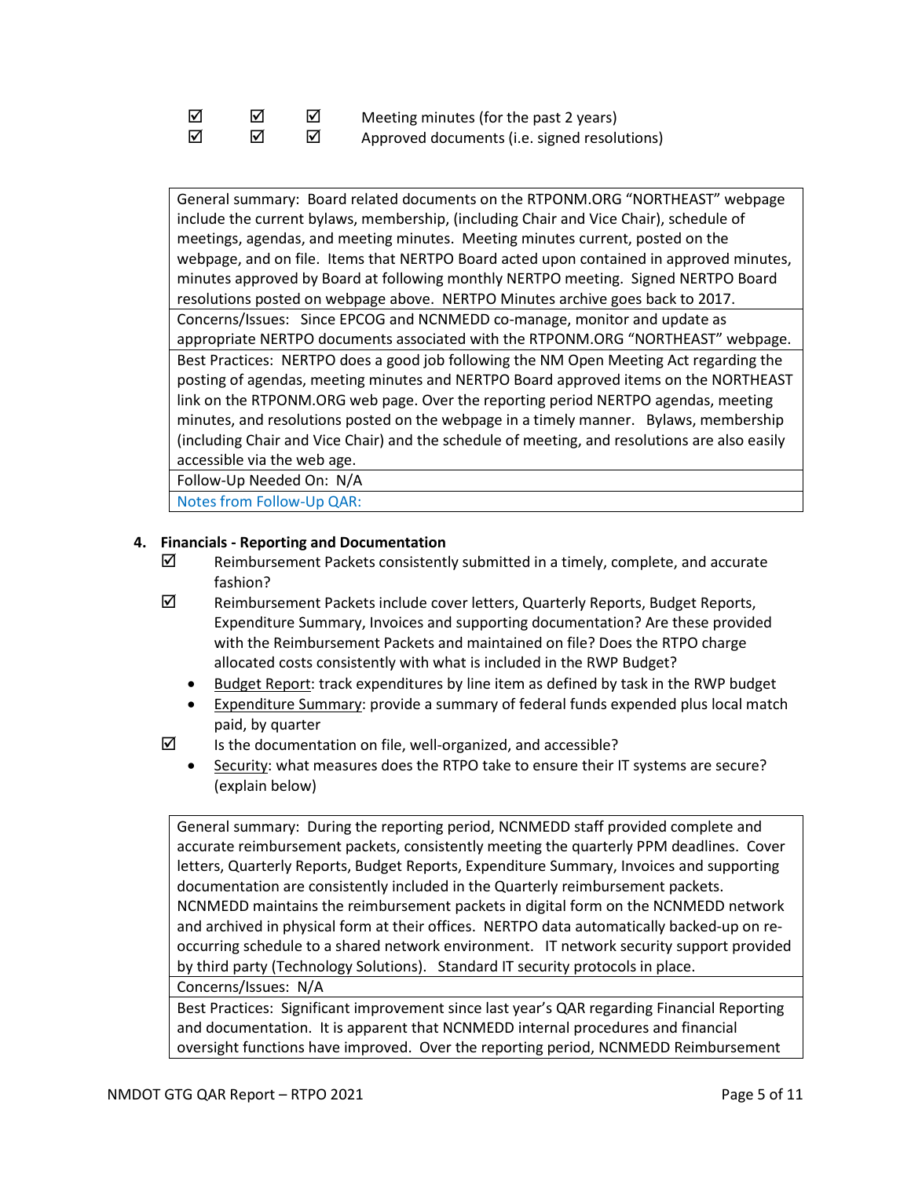| ☑ | ☑ | ☑ | Meeting minutes (for the past 2 years) |
|---|---|---|---|
| ☑ | ☑ | ☑ | Approved documents (i.e. signed resolutions) |

| |
|---|
| General summary: Board related documents on the RTPONM.ORG "NORTHEAST" webpage include the current bylaws, membership, (including Chair and Vice Chair), schedule of meetings, agendas, and meeting minutes. Meeting minutes current, posted on the webpage, and on file. Items that NERTPO Board acted upon contained in approved minutes, minutes approved by Board at following monthly NERTPO meeting. Signed NERTPO Board resolutions posted on webpage above. NERTPO Minutes archive goes back to 2017. |
| Concerns/Issues: Since EPCOG and NCNMEDD co-manage, monitor and update as appropriate NERTPO documents associated with the RTPONM.ORG "NORTHEAST" webpage. |
| Best Practices: NERTPO does a good job following the NM Open Meeting Act regarding the posting of agendas, meeting minutes and NERTPO Board approved items on the NORTHEAST link on the RTPONM.ORG web page. Over the reporting period NERTPO agendas, meeting minutes, and resolutions posted on the webpage in a timely manner. Bylaws, membership (including Chair and Vice Chair) and the schedule of meeting, and resolutions are also easily accessible via the web age. |
| Follow-Up Needed On: N/A |
| Notes from Follow-Up QAR: |

**4. Financials - Reporting and Documentation**

☑ Reimbursement Packets consistently submitted in a timely, complete, and accurate fashion?

☑ Reimbursement Packets include cover letters, Quarterly Reports, Budget Reports, Expenditure Summary, Invoices and supporting documentation? Are these provided with the Reimbursement Packets and maintained on file? Does the RTPO charge allocated costs consistently with what is included in the RWP Budget?

- Budget Report: track expenditures by line item as defined by task in the RWP budget
- Expenditure Summary: provide a summary of federal funds expended plus local match paid, by quarter

☑ Is the documentation on file, well-organized, and accessible?

- Security: what measures does the RTPO take to ensure their IT systems are secure? (explain below)

| |
|---|
| General summary: During the reporting period, NCNMEDD staff provided complete and accurate reimbursement packets, consistently meeting the quarterly PPM deadlines. Cover letters, Quarterly Reports, Budget Reports, Expenditure Summary, Invoices and supporting documentation are consistently included in the Quarterly reimbursement packets. NCNMEDD maintains the reimbursement packets in digital form on the NCNMEDD network and archived in physical form at their offices. NERTPO data automatically backed-up on re-occurring schedule to a shared network environment. IT network security support provided by third party (Technology Solutions). Standard IT security protocols in place. |
| Concerns/Issues: N/A |
| Best Practices: Significant improvement since last year's QAR regarding Financial Reporting and documentation. It is apparent that NCNMEDD internal procedures and financial oversight functions have improved. Over the reporting period, NCNMEDD Reimbursement |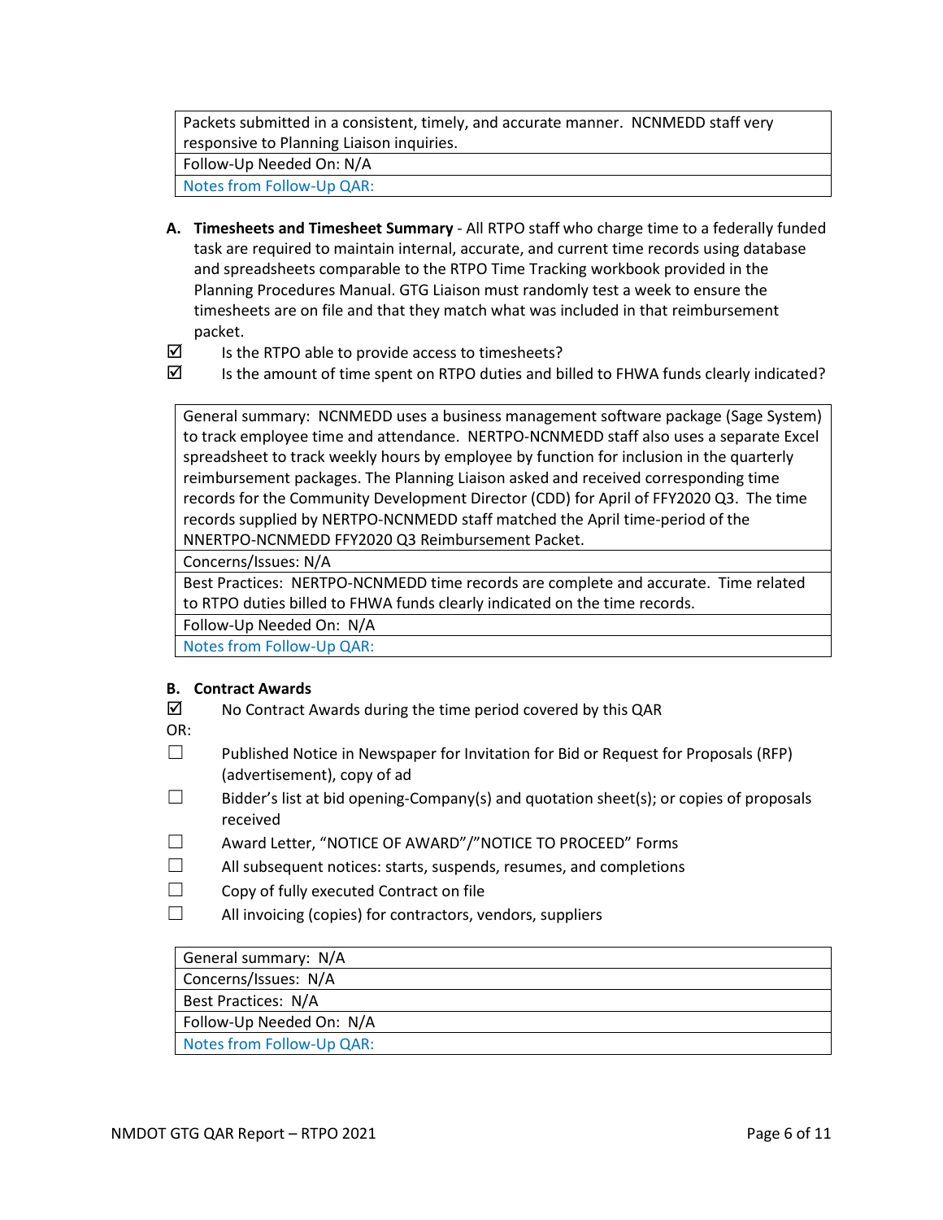| Packets submitted in a consistent, timely, and accurate manner. NCNMEDD staff very responsive to Planning Liaison inquiries. |
| --- |
| Follow-Up Needed On: N/A |
| Notes from Follow-Up QAR: |

**A. Timesheets and Timesheet Summary** - All RTPO staff who charge time to a federally funded task are required to maintain internal, accurate, and current time records using database and spreadsheets comparable to the RTPO Time Tracking workbook provided in the Planning Procedures Manual. GTG Liaison must randomly test a week to ensure the timesheets are on file and that they match what was included in that reimbursement packet.

☑ Is the RTPO able to provide access to timesheets?

☑ Is the amount of time spent on RTPO duties and billed to FHWA funds clearly indicated?

| General summary: NCNMEDD uses a business management software package (Sage System) to track employee time and attendance. NERTPO-NCNMEDD staff also uses a separate Excel spreadsheet to track weekly hours by employee by function for inclusion in the quarterly reimbursement packages. The Planning Liaison asked and received corresponding time records for the Community Development Director (CDD) for April of FFY2020 Q3. The time records supplied by NERTPO-NCNMEDD staff matched the April time-period of the NNERTPO-NCNMEDD FFY2020 Q3 Reimbursement Packet. |
| --- |
| Concerns/Issues: N/A |
| Best Practices: NERTPO-NCNMEDD time records are complete and accurate. Time related to RTPO duties billed to FHWA funds clearly indicated on the time records. |
| Follow-Up Needed On: N/A |
| Notes from Follow-Up QAR: |

**B. Contract Awards**

☑ No Contract Awards during the time period covered by this QAR

OR:

☐ Published Notice in Newspaper for Invitation for Bid or Request for Proposals (RFP) (advertisement), copy of ad

☐ Bidder's list at bid opening-Company(s) and quotation sheet(s); or copies of proposals received

☐ Award Letter, "NOTICE OF AWARD"/"NOTICE TO PROCEED" Forms

☐ All subsequent notices: starts, suspends, resumes, and completions

☐ Copy of fully executed Contract on file

☐ All invoicing (copies) for contractors, vendors, suppliers

| General summary: N/A |
| --- |
| Concerns/Issues: N/A |
| Best Practices: N/A |
| Follow-Up Needed On: N/A |
| Notes from Follow-Up QAR: |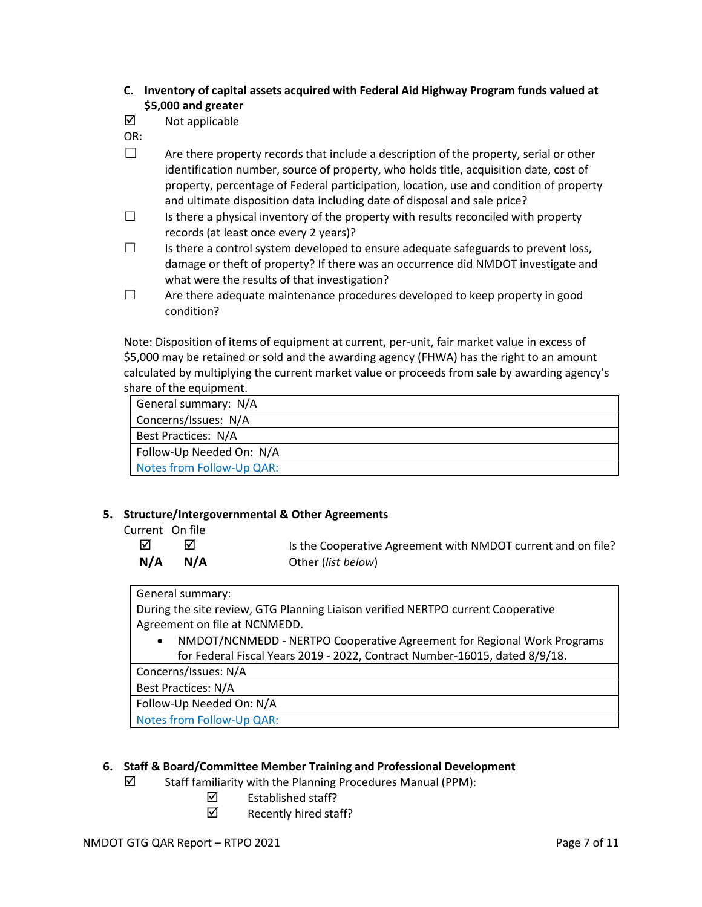**C. Inventory of capital assets acquired with Federal Aid Highway Program funds valued at $5,000 and greater**

☑ Not applicable

OR:

☐ Are there property records that include a description of the property, serial or other identification number, source of property, who holds title, acquisition date, cost of property, percentage of Federal participation, location, use and condition of property and ultimate disposition data including date of disposal and sale price?

☐ Is there a physical inventory of the property with results reconciled with property records (at least once every 2 years)?

☐ Is there a control system developed to ensure adequate safeguards to prevent loss, damage or theft of property? If there was an occurrence did NMDOT investigate and what were the results of that investigation?

☐ Are there adequate maintenance procedures developed to keep property in good condition?

Note: Disposition of items of equipment at current, per-unit, fair market value in excess of $5,000 may be retained or sold and the awarding agency (FHWA) has the right to an amount calculated by multiplying the current market value or proceeds from sale by awarding agency's share of the equipment.

| General summary: N/A |
|---|
| Concerns/Issues: N/A |
| Best Practices: N/A |
| Follow-Up Needed On: N/A |
| Notes from Follow-Up QAR: |

## 5. Structure/Intergovernmental & Other Agreements

| Current | On file | |
|---|---|---|
| ☑ | ☑ | Is the Cooperative Agreement with NMDOT current and on file? |
| **N/A** | **N/A** | Other (*list below*) |

| General summary:<br>During the site review, GTG Planning Liaison verified NERTPO current Cooperative Agreement on file at NCNMEDD.<br>• NMDOT/NCNMEDD - NERTPO Cooperative Agreement for Regional Work Programs for Federal Fiscal Years 2019 - 2022, Contract Number-16015, dated 8/9/18. |
|---|
| Concerns/Issues: N/A |
| Best Practices: N/A |
| Follow-Up Needed On: N/A |
| Notes from Follow-Up QAR: |

## 6. Staff & Board/Committee Member Training and Professional Development

☑ Staff familiarity with the Planning Procedures Manual (PPM):

- ☑ Established staff?
- ☑ Recently hired staff?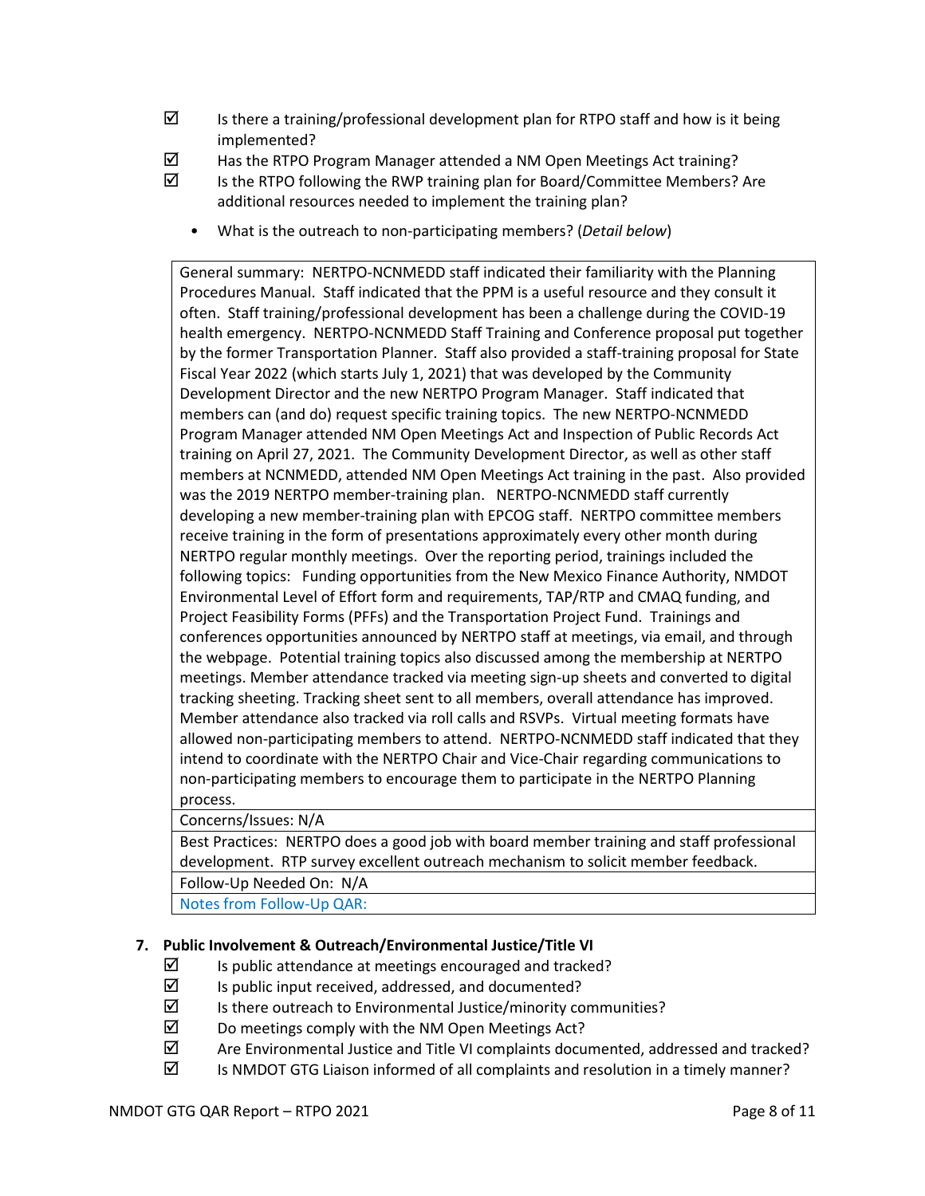- ☑ Is there a training/professional development plan for RTPO staff and how is it being implemented?
- ☑ Has the RTPO Program Manager attended a NM Open Meetings Act training?
- ☑ Is the RTPO following the RWP training plan for Board/Committee Members? Are additional resources needed to implement the training plan?
  - What is the outreach to non-participating members? (*Detail below*)

| General summary: NERTPO-NCNMEDD staff indicated their familiarity with the Planning Procedures Manual. Staff indicated that the PPM is a useful resource and they consult it often. Staff training/professional development has been a challenge during the COVID-19 health emergency. NERTPO-NCNMEDD Staff Training and Conference proposal put together by the former Transportation Planner. Staff also provided a staff-training proposal for State Fiscal Year 2022 (which starts July 1, 2021) that was developed by the Community Development Director and the new NERTPO Program Manager. Staff indicated that members can (and do) request specific training topics. The new NERTPO-NCNMEDD Program Manager attended NM Open Meetings Act and Inspection of Public Records Act training on April 27, 2021. The Community Development Director, as well as other staff members at NCNMEDD, attended NM Open Meetings Act training in the past. Also provided was the 2019 NERTPO member-training plan. NERTPO-NCNMEDD staff currently developing a new member-training plan with EPCOG staff. NERTPO committee members receive training in the form of presentations approximately every other month during NERTPO regular monthly meetings. Over the reporting period, trainings included the following topics: Funding opportunities from the New Mexico Finance Authority, NMDOT Environmental Level of Effort form and requirements, TAP/RTP and CMAQ funding, and Project Feasibility Forms (PFFs) and the Transportation Project Fund. Trainings and conferences opportunities announced by NERTPO staff at meetings, via email, and through the webpage. Potential training topics also discussed among the membership at NERTPO meetings. Member attendance tracked via meeting sign-up sheets and converted to digital tracking sheeting. Tracking sheet sent to all members, overall attendance has improved. Member attendance also tracked via roll calls and RSVPs. Virtual meeting formats have allowed non-participating members to attend. NERTPO-NCNMEDD staff indicated that they intend to coordinate with the NERTPO Chair and Vice-Chair regarding communications to non-participating members to encourage them to participate in the NERTPO Planning process. |
|---|
| Concerns/Issues: N/A |
| Best Practices: NERTPO does a good job with board member training and staff professional development. RTP survey excellent outreach mechanism to solicit member feedback. |
| Follow-Up Needed On: N/A |
| Notes from Follow-Up QAR: |

**7. Public Involvement & Outreach/Environmental Justice/Title VI**

- ☑ Is public attendance at meetings encouraged and tracked?
- ☑ Is public input received, addressed, and documented?
- ☑ Is there outreach to Environmental Justice/minority communities?
- ☑ Do meetings comply with the NM Open Meetings Act?
- ☑ Are Environmental Justice and Title VI complaints documented, addressed and tracked?
- ☑ Is NMDOT GTG Liaison informed of all complaints and resolution in a timely manner?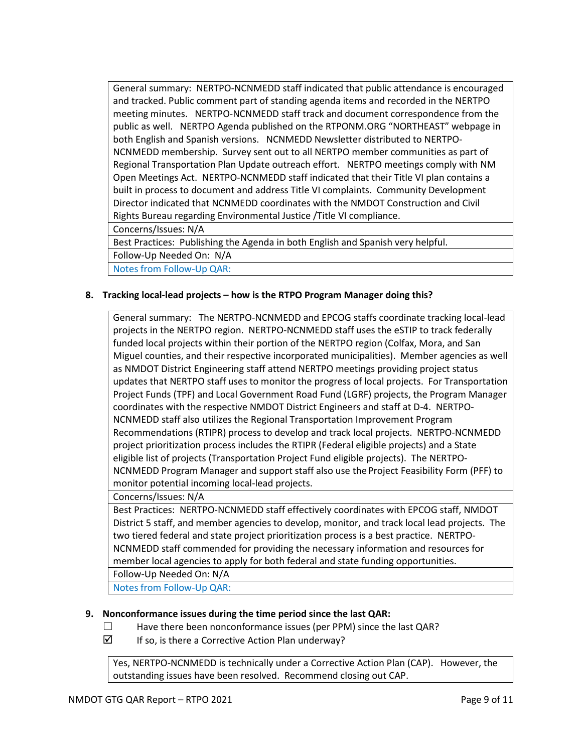| General summary: NERTPO-NCNMEDD staff indicated that public attendance is encouraged and tracked. Public comment part of standing agenda items and recorded in the NERTPO meeting minutes. NERTPO-NCNMEDD staff track and document correspondence from the public as well. NERTPO Agenda published on the RTPONM.ORG "NORTHEAST" webpage in both English and Spanish versions. NCNMEDD Newsletter distributed to NERTPO-NCNMEDD membership. Survey sent out to all NERTPO member communities as part of Regional Transportation Plan Update outreach effort. NERTPO meetings comply with NM Open Meetings Act. NERTPO-NCNMEDD staff indicated that their Title VI plan contains a built in process to document and address Title VI complaints. Community Development Director indicated that NCNMEDD coordinates with the NMDOT Construction and Civil Rights Bureau regarding Environmental Justice /Title VI compliance. |
|---|
| Concerns/Issues: N/A |
| Best Practices: Publishing the Agenda in both English and Spanish very helpful. |
| Follow-Up Needed On: N/A |
| Notes from Follow-Up QAR: |

**8. Tracking local-lead projects – how is the RTPO Program Manager doing this?**

| General summary: The NERTPO-NCNMEDD and EPCOG staffs coordinate tracking local-lead projects in the NERTPO region. NERTPO-NCNMEDD staff uses the eSTIP to track federally funded local projects within their portion of the NERTPO region (Colfax, Mora, and San Miguel counties, and their respective incorporated municipalities). Member agencies as well as NMDOT District Engineering staff attend NERTPO meetings providing project status updates that NERTPO staff uses to monitor the progress of local projects. For Transportation Project Funds (TPF) and Local Government Road Fund (LGRF) projects, the Program Manager coordinates with the respective NMDOT District Engineers and staff at D-4. NERTPO-NCNMEDD staff also utilizes the Regional Transportation Improvement Program Recommendations (RTIPR) process to develop and track local projects. NERTPO-NCNMEDD project prioritization process includes the RTIPR (Federal eligible projects) and a State eligible list of projects (Transportation Project Fund eligible projects). The NERTPO-NCNMEDD Program Manager and support staff also use the Project Feasibility Form (PFF) to monitor potential incoming local-lead projects. |
|---|
| Concerns/Issues: N/A |
| Best Practices: NERTPO-NCNMEDD staff effectively coordinates with EPCOG staff, NMDOT District 5 staff, and member agencies to develop, monitor, and track local lead projects. The two tiered federal and state project prioritization process is a best practice. NERTPO-NCNMEDD staff commended for providing the necessary information and resources for member local agencies to apply for both federal and state funding opportunities. |
| Follow-Up Needed On: N/A |
| Notes from Follow-Up QAR: |

**9. Nonconformance issues during the time period since the last QAR:**

- ☐ Have there been nonconformance issues (per PPM) since the last QAR?
- ☑ If so, is there a Corrective Action Plan underway?

| Yes, NERTPO-NCNMEDD is technically under a Corrective Action Plan (CAP). However, the outstanding issues have been resolved. Recommend closing out CAP. |
|---|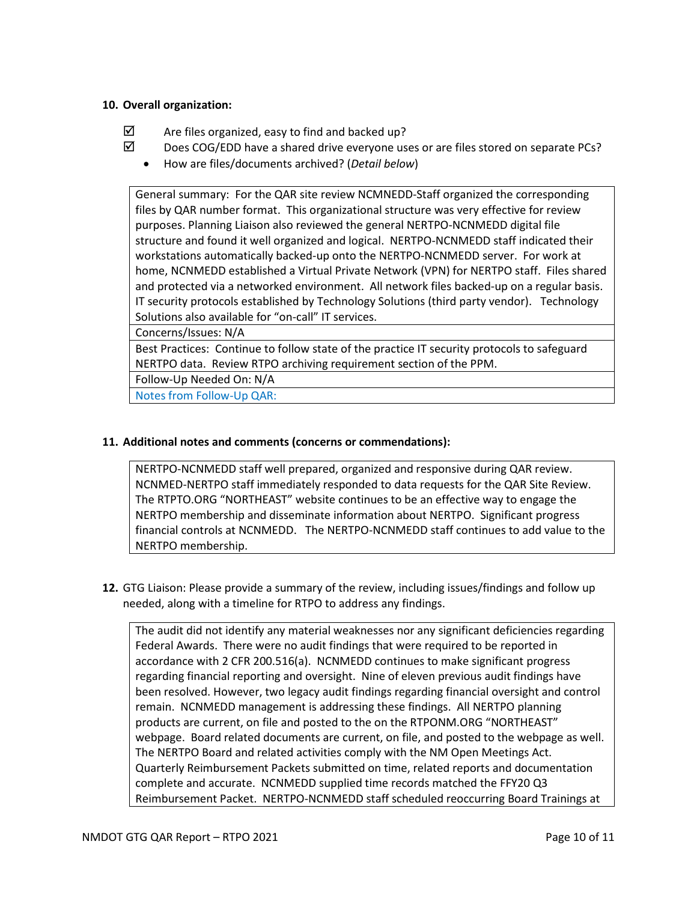**10. Overall organization:**

- ☑ Are files organized, easy to find and backed up?
- ☑ Does COG/EDD have a shared drive everyone uses or are files stored on separate PCs?
  - How are files/documents archived? (*Detail below*)

| General summary: For the QAR site review NCMNEDD-Staff organized the corresponding files by QAR number format. This organizational structure was very effective for review purposes. Planning Liaison also reviewed the general NERTPO-NCNMEDD digital file structure and found it well organized and logical. NERTPO-NCNMEDD staff indicated their workstations automatically backed-up onto the NERTPO-NCNMEDD server. For work at home, NCNMEDD established a Virtual Private Network (VPN) for NERTPO staff. Files shared and protected via a networked environment. All network files backed-up on a regular basis. IT security protocols established by Technology Solutions (third party vendor). Technology Solutions also available for "on-call" IT services. |
|---|
| Concerns/Issues: N/A |
| Best Practices: Continue to follow state of the practice IT security protocols to safeguard NERTPO data. Review RTPO archiving requirement section of the PPM. |
| Follow-Up Needed On: N/A |
| Notes from Follow-Up QAR: |

**11. Additional notes and comments (concerns or commendations):**

| NERTPO-NCNMEDD staff well prepared, organized and responsive during QAR review. NCNMED-NERTPO staff immediately responded to data requests for the QAR Site Review. The RTPTO.ORG "NORTHEAST" website continues to be an effective way to engage the NERTPO membership and disseminate information about NERTPO. Significant progress financial controls at NCNMEDD. The NERTPO-NCNMEDD staff continues to add value to the NERTPO membership. |
|---|

**12.** GTG Liaison: Please provide a summary of the review, including issues/findings and follow up needed, along with a timeline for RTPO to address any findings.

| The audit did not identify any material weaknesses nor any significant deficiencies regarding Federal Awards. There were no audit findings that were required to be reported in accordance with 2 CFR 200.516(a). NCNMEDD continues to make significant progress regarding financial reporting and oversight. Nine of eleven previous audit findings have been resolved. However, two legacy audit findings regarding financial oversight and control remain. NCNMEDD management is addressing these findings. All NERTPO planning products are current, on file and posted to the on the RTPONM.ORG "NORTHEAST" webpage. Board related documents are current, on file, and posted to the webpage as well. The NERTPO Board and related activities comply with the NM Open Meetings Act. Quarterly Reimbursement Packets submitted on time, related reports and documentation complete and accurate. NCNMEDD supplied time records matched the FFY20 Q3 Reimbursement Packet. NERTPO-NCNMEDD staff scheduled reoccurring Board Trainings at |
|---|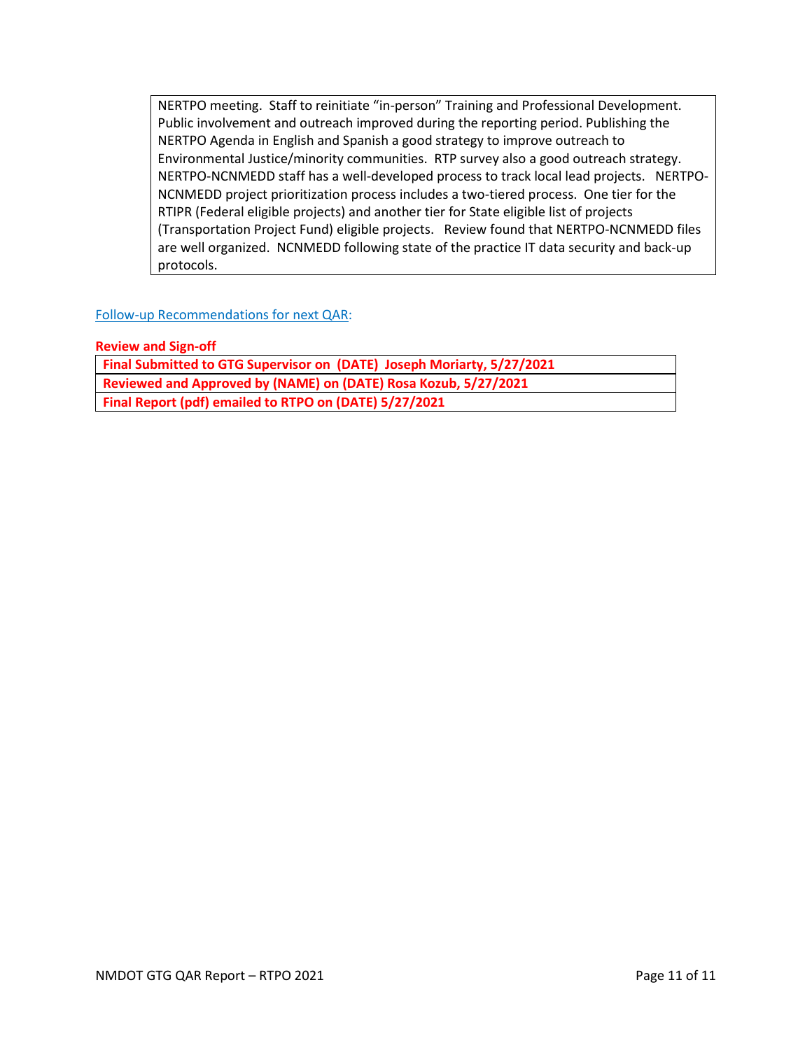NERTPO meeting. Staff to reinitiate "in-person" Training and Professional Development. Public involvement and outreach improved during the reporting period. Publishing the NERTPO Agenda in English and Spanish a good strategy to improve outreach to Environmental Justice/minority communities. RTP survey also a good outreach strategy. NERTPO-NCNMEDD staff has a well-developed process to track local lead projects. NERTPO-NCNMEDD project prioritization process includes a two-tiered process. One tier for the RTIPR (Federal eligible projects) and another tier for State eligible list of projects (Transportation Project Fund) eligible projects. Review found that NERTPO-NCNMEDD files are well organized. NCNMEDD following state of the practice IT data security and back-up protocols.

Follow-up Recommendations for next QAR:

**Review and Sign-off**

| |
|---|
| **Final Submitted to GTG Supervisor on (DATE) Joseph Moriarty, 5/27/2021** |
| **Reviewed and Approved by (NAME) on (DATE) Rosa Kozub, 5/27/2021** |
| **Final Report (pdf) emailed to RTPO on (DATE) 5/27/2021** |